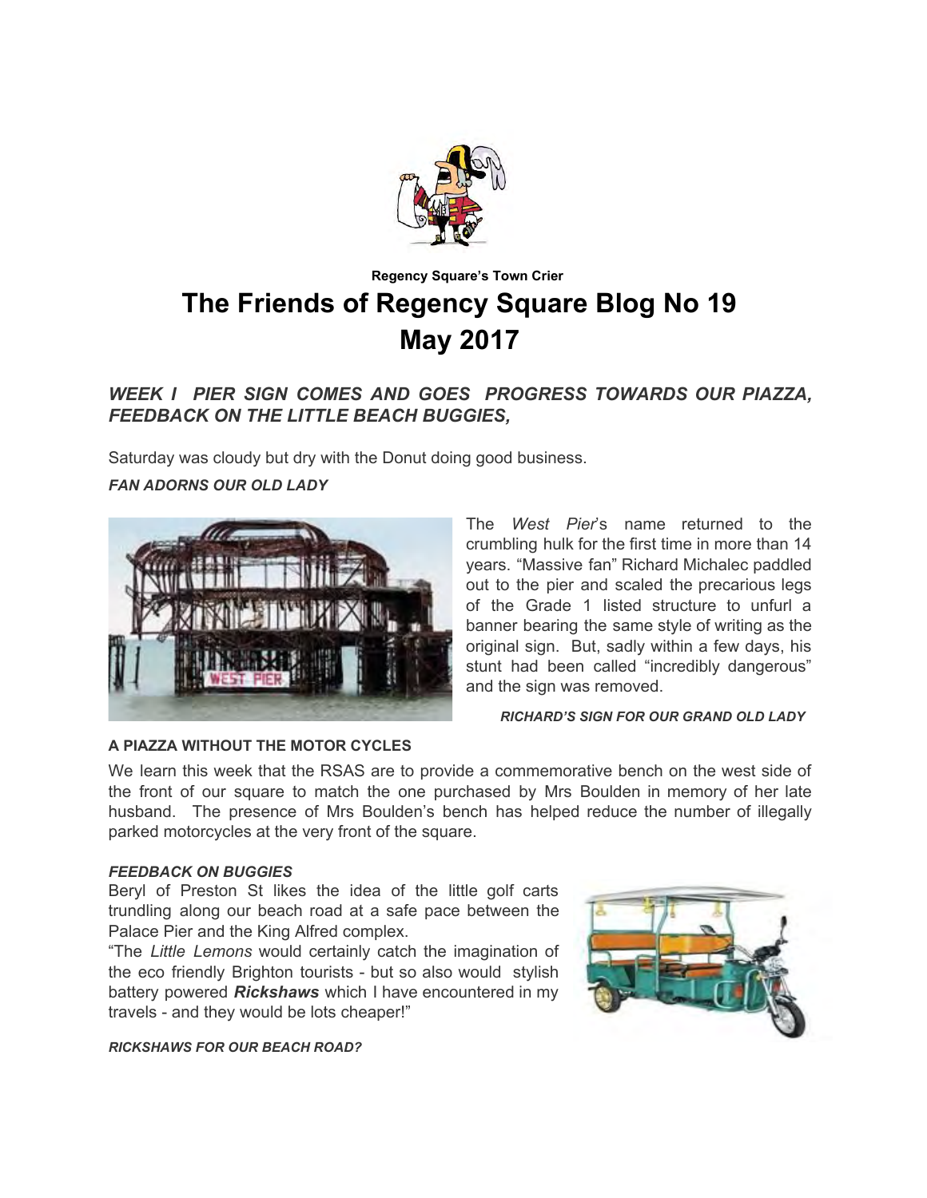Regency Square's Town Crier

# The Friends of Regency Square Blog No 19
# May 2017

## *WEEK I PIER SIGN COMES AND GOES PROGRESS TOWARDS OUR PIAZZA, FEEDBACK ON THE LITTLE BEACH BUGGIES,*

Saturday was cloudy but dry with the Donut doing good business.

***FAN ADORNS OUR OLD LADY***

The *West Pier*'s name returned to the crumbling hulk for the first time in more than 14 years. "Massive fan" Richard Michalec paddled out to the pier and scaled the precarious legs of the Grade 1 listed structure to unfurl a banner bearing the same style of writing as the original sign. But, sadly within a few days, his stunt had been called "incredibly dangerous" and the sign was removed.

***RICHARD'S SIGN FOR OUR GRAND OLD LADY***

**A PIAZZA WITHOUT THE MOTOR CYCLES**

We learn this week that the RSAS are to provide a commemorative bench on the west side of the front of our square to match the one purchased by Mrs Boulden in memory of her late husband. The presence of Mrs Boulden's bench has helped reduce the number of illegally parked motorcycles at the very front of the square.

***FEEDBACK ON BUGGIES***

Beryl of Preston St likes the idea of the little golf carts trundling along our beach road at a safe pace between the Palace Pier and the King Alfred complex.

"The *Little Lemons* would certainly catch the imagination of the eco friendly Brighton tourists - but so also would stylish battery powered ***Rickshaws*** which I have encountered in my travels - and they would be lots cheaper!"

***RICKSHAWS FOR OUR BEACH ROAD?***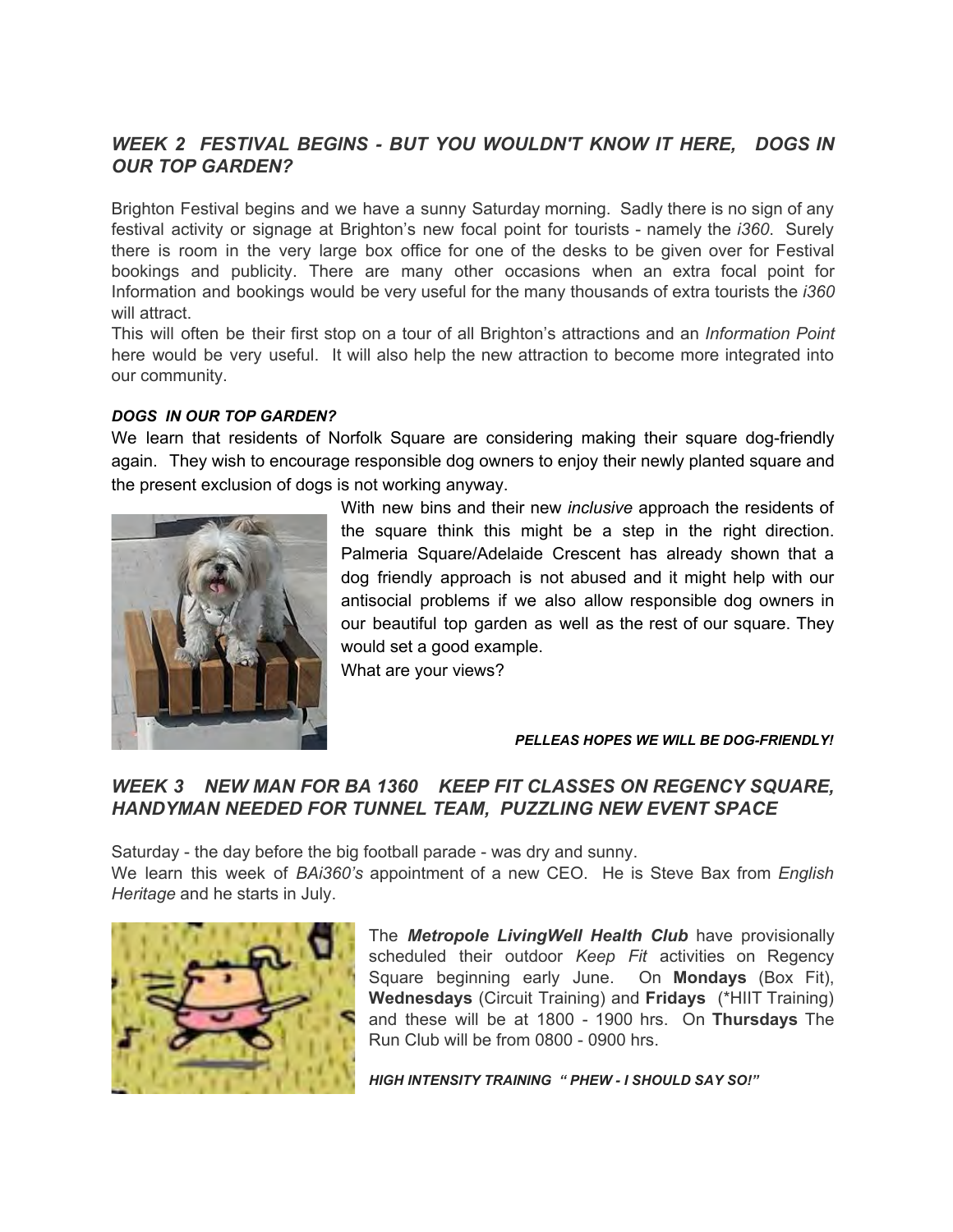## *WEEK 2 FESTIVAL BEGINS - BUT YOU WOULDN'T KNOW IT HERE, DOGS IN OUR TOP GARDEN?*

Brighton Festival begins and we have a sunny Saturday morning. Sadly there is no sign of any festival activity or signage at Brighton's new focal point for tourists - namely the *i360*. Surely there is room in the very large box office for one of the desks to be given over for Festival bookings and publicity. There are many other occasions when an extra focal point for Information and bookings would be very useful for the many thousands of extra tourists the *i360* will attract.

This will often be their first stop on a tour of all Brighton's attractions and an *Information Point* here would be very useful. It will also help the new attraction to become more integrated into our community.

***DOGS IN OUR TOP GARDEN?***

We learn that residents of Norfolk Square are considering making their square dog-friendly again. They wish to encourage responsible dog owners to enjoy their newly planted square and the present exclusion of dogs is not working anyway.

With new bins and their new *inclusive* approach the residents of the square think this might be a step in the right direction. Palmeria Square/Adelaide Crescent has already shown that a dog friendly approach is not abused and it might help with our antisocial problems if we also allow responsible dog owners in our beautiful top garden as well as the rest of our square. They would set a good example.

What are your views?

***PELLEAS HOPES WE WILL BE DOG-FRIENDLY!***

## *WEEK 3 NEW MAN FOR BA 1360 KEEP FIT CLASSES ON REGENCY SQUARE, HANDYMAN NEEDED FOR TUNNEL TEAM, PUZZLING NEW EVENT SPACE*

Saturday - the day before the big football parade - was dry and sunny.

We learn this week of *BAi360's* appointment of a new CEO. He is Steve Bax from *English Heritage* and he starts in July.

The ***Metropole LivingWell Health Club*** have provisionally scheduled their outdoor *Keep Fit* activities on Regency Square beginning early June. On **Mondays** (Box Fit), **Wednesdays** (Circuit Training) and **Fridays** (*HIIT Training) and these will be at 1800 - 1900 hrs. On **Thursdays** The Run Club will be from 0800 - 0900 hrs.

***HIGH INTENSITY TRAINING " PHEW - I SHOULD SAY SO!"***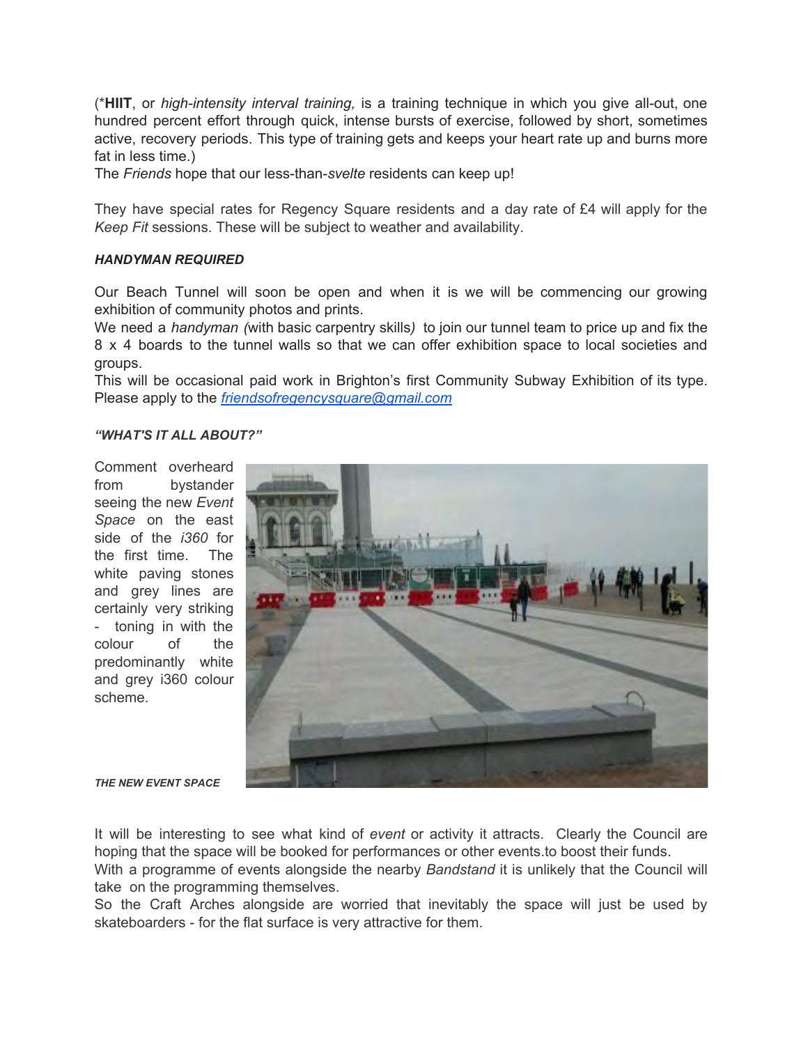(\***HIIT**, or *high-intensity interval training,* is a training technique in which you give all-out, one hundred percent effort through quick, intense bursts of exercise, followed by short, sometimes active, recovery periods. This type of training gets and keeps your heart rate up and burns more fat in less time.)
The *Friends* hope that our less-than-*svelte* residents can keep up!

They have special rates for Regency Square residents and a day rate of £4 will apply for the *Keep Fit* sessions. These will be subject to weather and availability.

***HANDYMAN REQUIRED***

Our Beach Tunnel will soon be open and when it is we will be commencing our growing exhibition of community photos and prints.
We need a *handyman (*with basic carpentry skills*)* to join our tunnel team to price up and fix the 8 x 4 boards to the tunnel walls so that we can offer exhibition space to local societies and groups.
This will be occasional paid work in Brighton's first Community Subway Exhibition of its type. Please apply to the *friendsofregencysquare@gmail.com*

***"WHAT'S IT ALL ABOUT?"***

Comment overheard from bystander seeing the new *Event Space* on the east side of the *i360* for the first time. The white paving stones and grey lines are certainly very striking - toning in with the colour of the predominantly white and grey i360 colour scheme.

***THE NEW EVENT SPACE***

It will be interesting to see what kind of *event* or activity it attracts. Clearly the Council are hoping that the space will be booked for performances or other events.to boost their funds.
With a programme of events alongside the nearby *Bandstand* it is unlikely that the Council will take on the programming themselves.
So the Craft Arches alongside are worried that inevitably the space will just be used by skateboarders - for the flat surface is very attractive for them.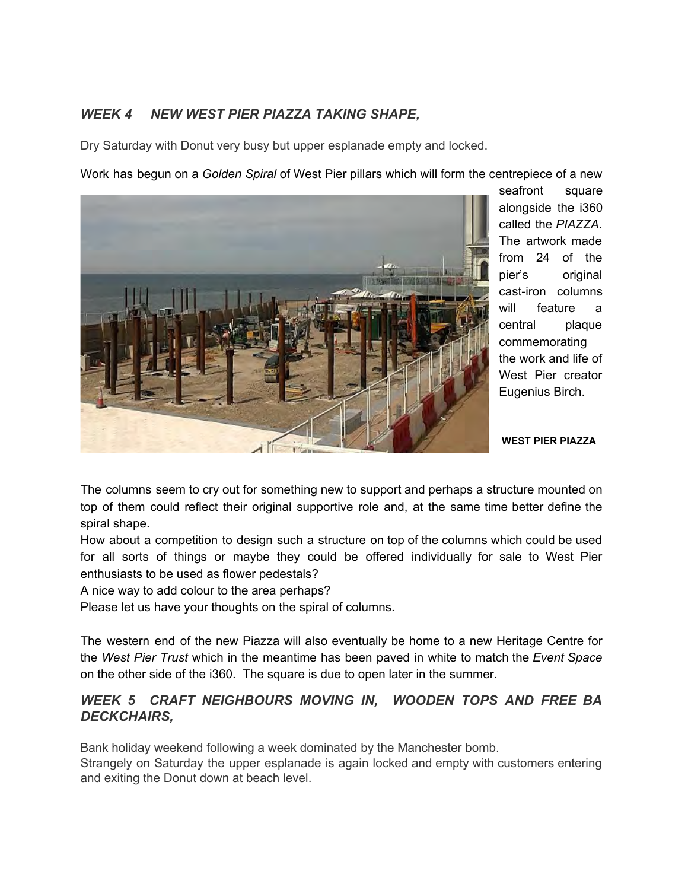### *WEEK 4 NEW WEST PIER PIAZZA TAKING SHAPE,*

Dry Saturday with Donut very busy but upper esplanade empty and locked.

Work has begun on a *Golden Spiral* of West Pier pillars which will form the centrepiece of a new seafront square alongside the i360 called the *PIAZZA*. The artwork made from 24 of the pier's original cast-iron columns will feature a central plaque commemorating the work and life of West Pier creator Eugenius Birch.

**WEST PIER PIAZZA**

The columns seem to cry out for something new to support and perhaps a structure mounted on top of them could reflect their original supportive role and, at the same time better define the spiral shape.
How about a competition to design such a structure on top of the columns which could be used for all sorts of things or maybe they could be offered individually for sale to West Pier enthusiasts to be used as flower pedestals?
A nice way to add colour to the area perhaps?
Please let us have your thoughts on the spiral of columns.

The western end of the new Piazza will also eventually be home to a new Heritage Centre for the *West Pier Trust* which in the meantime has been paved in white to match the *Event Space* on the other side of the i360. The square is due to open later in the summer.

### *WEEK 5 CRAFT NEIGHBOURS MOVING IN, WOODEN TOPS AND FREE BA DECKCHAIRS,*

Bank holiday weekend following a week dominated by the Manchester bomb.
Strangely on Saturday the upper esplanade is again locked and empty with customers entering and exiting the Donut down at beach level.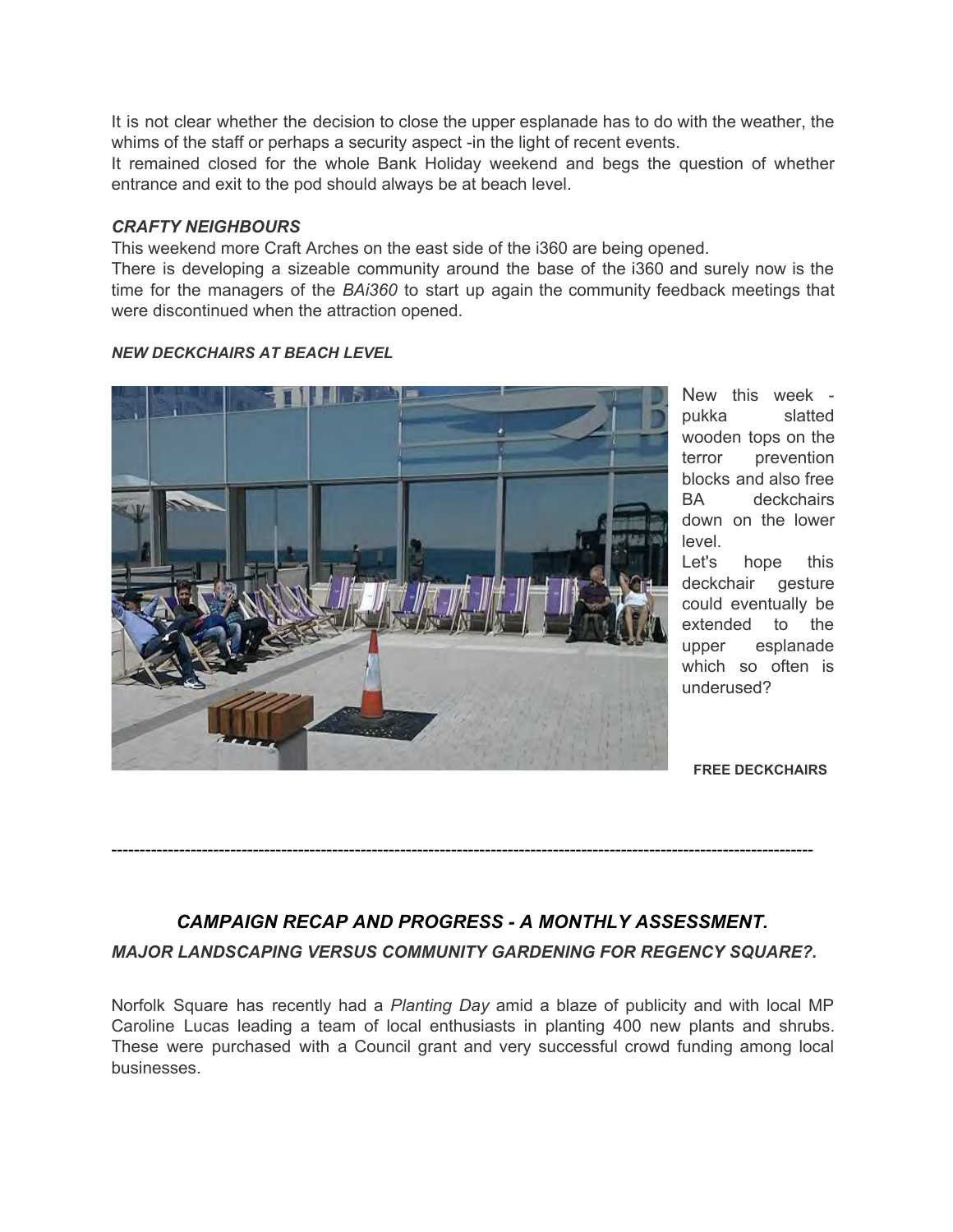It is not clear whether the decision to close the upper esplanade has to do with the weather, the whims of the staff or perhaps a security aspect -in the light of recent events.

It remained closed for the whole Bank Holiday weekend and begs the question of whether entrance and exit to the pod should always be at beach level.

***CRAFTY NEIGHBOURS***

This weekend more Craft Arches on the east side of the i360 are being opened.

There is developing a sizeable community around the base of the i360 and surely now is the time for the managers of the *BAi360* to start up again the community feedback meetings that were discontinued when the attraction opened.

***NEW DECKCHAIRS AT BEACH LEVEL***

New this week - pukka slatted wooden tops on the terror prevention blocks and also free BA deckchairs down on the lower level.

Let's hope this deckchair gesture could eventually be extended to the upper esplanade which so often is underused?

**FREE DECKCHAIRS**

---

## *CAMPAIGN RECAP AND PROGRESS - A MONTHLY ASSESSMENT.*

### *MAJOR LANDSCAPING VERSUS COMMUNITY GARDENING FOR REGENCY SQUARE?.*

Norfolk Square has recently had a *Planting Day* amid a blaze of publicity and with local MP Caroline Lucas leading a team of local enthusiasts in planting 400 new plants and shrubs. These were purchased with a Council grant and very successful crowd funding among local businesses.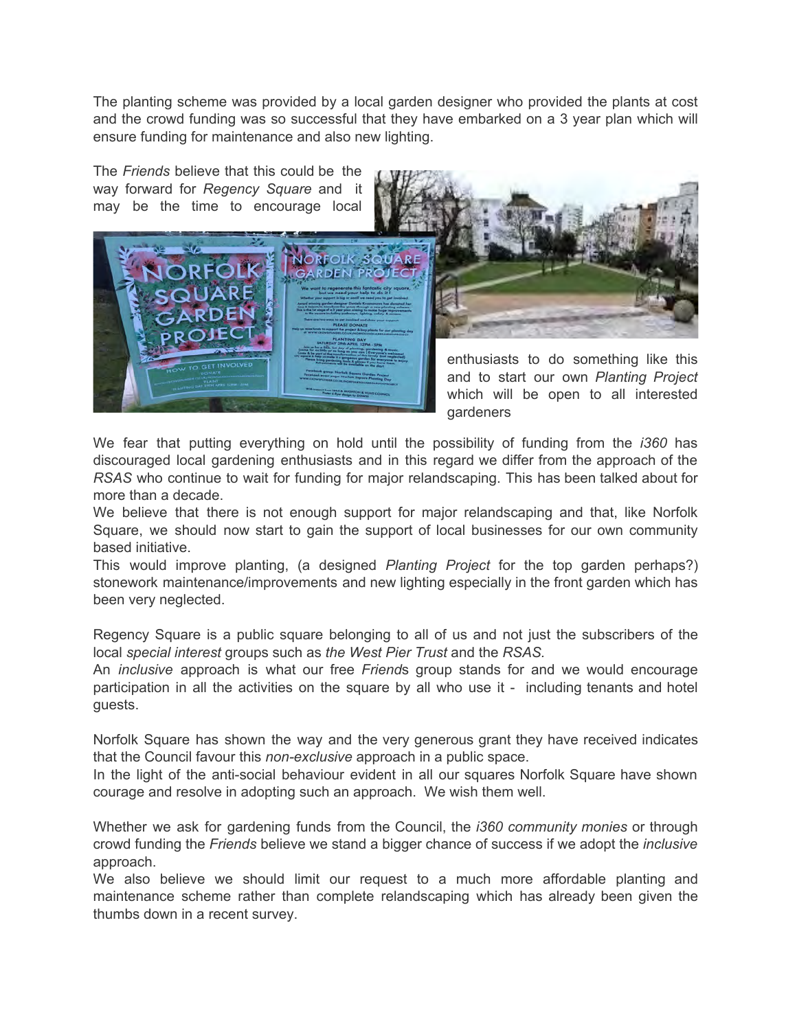The planting scheme was provided by a local garden designer who provided the plants at cost and the crowd funding was so successful that they have embarked on a 3 year plan which will ensure funding for maintenance and also new lighting.

The *Friends* believe that this could be the way forward for *Regency Square* and it may be the time to encourage local enthusiasts to do something like this and to start our own *Planting Project* which will be open to all interested gardeners

We fear that putting everything on hold until the possibility of funding from the *i360* has discouraged local gardening enthusiasts and in this regard we differ from the approach of the *RSAS* who continue to wait for funding for major relandscaping. This has been talked about for more than a decade.

We believe that there is not enough support for major relandscaping and that, like Norfolk Square, we should now start to gain the support of local businesses for our own community based initiative.

This would improve planting, (a designed *Planting Project* for the top garden perhaps?) stonework maintenance/improvements and new lighting especially in the front garden which has been very neglected.

Regency Square is a public square belonging to all of us and not just the subscribers of the local *special interest* groups such as *the West Pier Trust* and the *RSAS*.

An *inclusive* approach is what our free *Friend*s group stands for and we would encourage participation in all the activities on the square by all who use it - including tenants and hotel guests.

Norfolk Square has shown the way and the very generous grant they have received indicates that the Council favour this *non-exclusive* approach in a public space.

In the light of the anti-social behaviour evident in all our squares Norfolk Square have shown courage and resolve in adopting such an approach. We wish them well.

Whether we ask for gardening funds from the Council, the *i360 community monies* or through crowd funding the *Friends* believe we stand a bigger chance of success if we adopt the *inclusive* approach.

We also believe we should limit our request to a much more affordable planting and maintenance scheme rather than complete relandscaping which has already been given the thumbs down in a recent survey.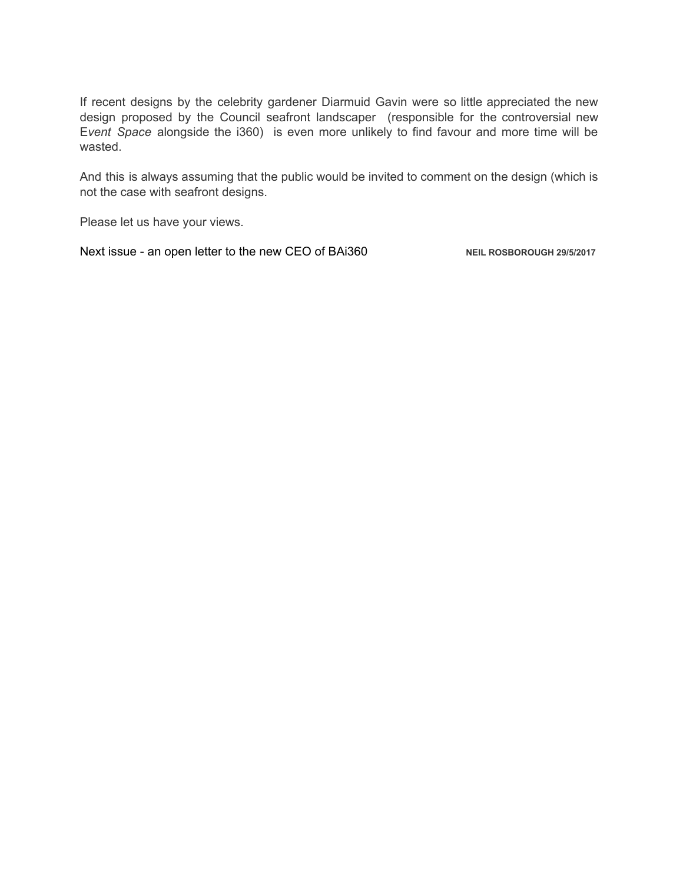If recent designs by the celebrity gardener Diarmuid Gavin were so little appreciated the new design proposed by the Council seafront landscaper (responsible for the controversial new E*vent Space* alongside the i360) is even more unlikely to find favour and more time will be wasted.

And this is always assuming that the public would be invited to comment on the design (which is not the case with seafront designs.

Please let us have your views.

Next issue - an open letter to the new CEO of BAi360 **NEIL ROSBOROUGH 29/5/2017**